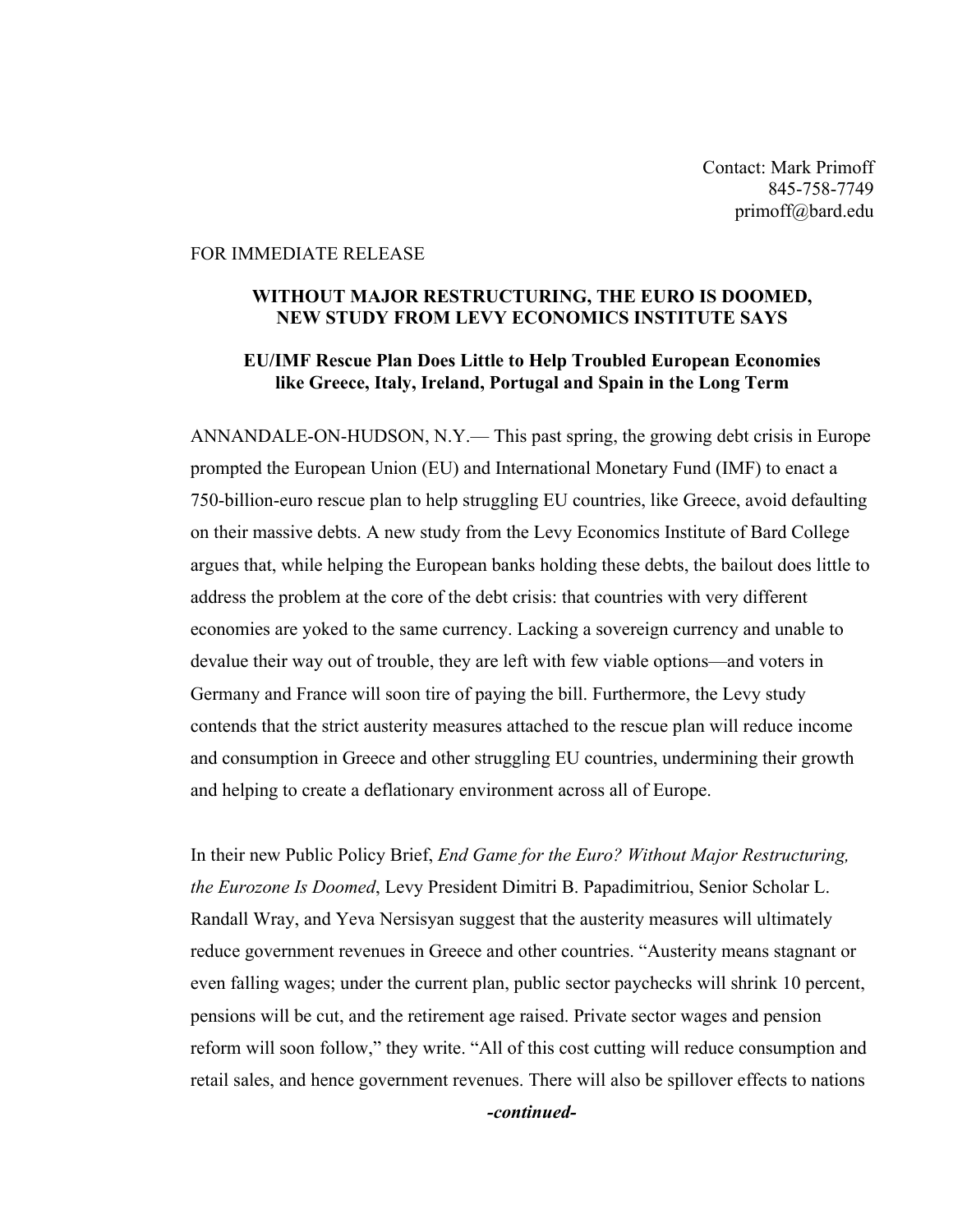Contact: Mark Primoff
845-758-7749
primoff@bard.edu

FOR IMMEDIATE RELEASE

**WITHOUT MAJOR RESTRUCTURING, THE EURO IS DOOMED, NEW STUDY FROM LEVY ECONOMICS INSTITUTE SAYS**

**EU/IMF Rescue Plan Does Little to Help Troubled European Economies like Greece, Italy, Ireland, Portugal and Spain in the Long Term**

ANNANDALE-ON-HUDSON, N.Y.— This past spring, the growing debt crisis in Europe prompted the European Union (EU) and International Monetary Fund (IMF) to enact a 750-billion-euro rescue plan to help struggling EU countries, like Greece, avoid defaulting on their massive debts. A new study from the Levy Economics Institute of Bard College argues that, while helping the European banks holding these debts, the bailout does little to address the problem at the core of the debt crisis: that countries with very different economies are yoked to the same currency. Lacking a sovereign currency and unable to devalue their way out of trouble, they are left with few viable options—and voters in Germany and France will soon tire of paying the bill. Furthermore, the Levy study contends that the strict austerity measures attached to the rescue plan will reduce income and consumption in Greece and other struggling EU countries, undermining their growth and helping to create a deflationary environment across all of Europe.

In their new Public Policy Brief, *End Game for the Euro? Without Major Restructuring, the Eurozone Is Doomed*, Levy President Dimitri B. Papadimitriou, Senior Scholar L. Randall Wray, and Yeva Nersisyan suggest that the austerity measures will ultimately reduce government revenues in Greece and other countries. "Austerity means stagnant or even falling wages; under the current plan, public sector paychecks will shrink 10 percent, pensions will be cut, and the retirement age raised. Private sector wages and pension reform will soon follow," they write. "All of this cost cutting will reduce consumption and retail sales, and hence government revenues. There will also be spillover effects to nations

***-continued-***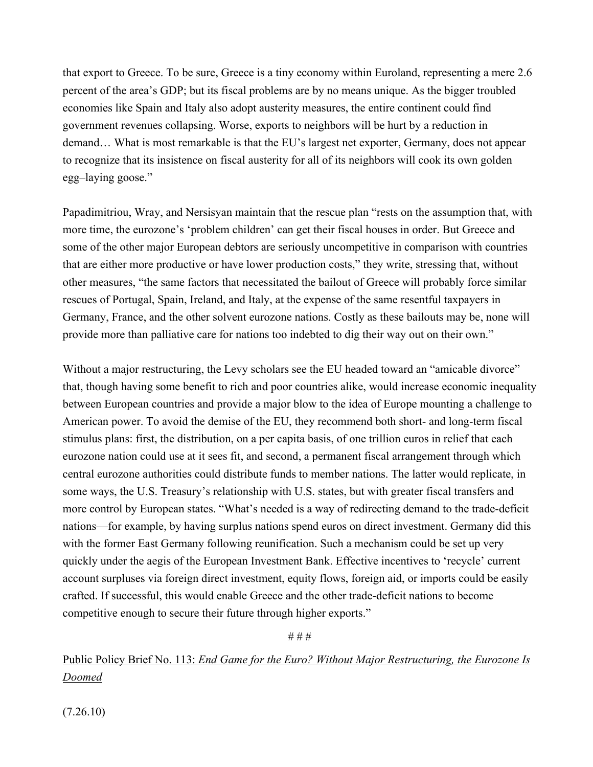that export to Greece. To be sure, Greece is a tiny economy within Euroland, representing a mere 2.6 percent of the area's GDP; but its fiscal problems are by no means unique. As the bigger troubled economies like Spain and Italy also adopt austerity measures, the entire continent could find government revenues collapsing. Worse, exports to neighbors will be hurt by a reduction in demand… What is most remarkable is that the EU's largest net exporter, Germany, does not appear to recognize that its insistence on fiscal austerity for all of its neighbors will cook its own golden egg–laying goose."

Papadimitriou, Wray, and Nersisyan maintain that the rescue plan "rests on the assumption that, with more time, the eurozone's 'problem children' can get their fiscal houses in order. But Greece and some of the other major European debtors are seriously uncompetitive in comparison with countries that are either more productive or have lower production costs," they write, stressing that, without other measures, "the same factors that necessitated the bailout of Greece will probably force similar rescues of Portugal, Spain, Ireland, and Italy, at the expense of the same resentful taxpayers in Germany, France, and the other solvent eurozone nations. Costly as these bailouts may be, none will provide more than palliative care for nations too indebted to dig their way out on their own."

Without a major restructuring, the Levy scholars see the EU headed toward an "amicable divorce" that, though having some benefit to rich and poor countries alike, would increase economic inequality between European countries and provide a major blow to the idea of Europe mounting a challenge to American power. To avoid the demise of the EU, they recommend both short- and long-term fiscal stimulus plans: first, the distribution, on a per capita basis, of one trillion euros in relief that each eurozone nation could use at it sees fit, and second, a permanent fiscal arrangement through which central eurozone authorities could distribute funds to member nations. The latter would replicate, in some ways, the U.S. Treasury's relationship with U.S. states, but with greater fiscal transfers and more control by European states. "What's needed is a way of redirecting demand to the trade-deficit nations—for example, by having surplus nations spend euros on direct investment. Germany did this with the former East Germany following reunification. Such a mechanism could be set up very quickly under the aegis of the European Investment Bank. Effective incentives to 'recycle' current account surpluses via foreign direct investment, equity flows, foreign aid, or imports could be easily crafted. If successful, this would enable Greece and the other trade-deficit nations to become competitive enough to secure their future through higher exports."

# # #

Public Policy Brief No. 113: *End Game for the Euro? Without Major Restructuring, the Eurozone Is Doomed*

(7.26.10)